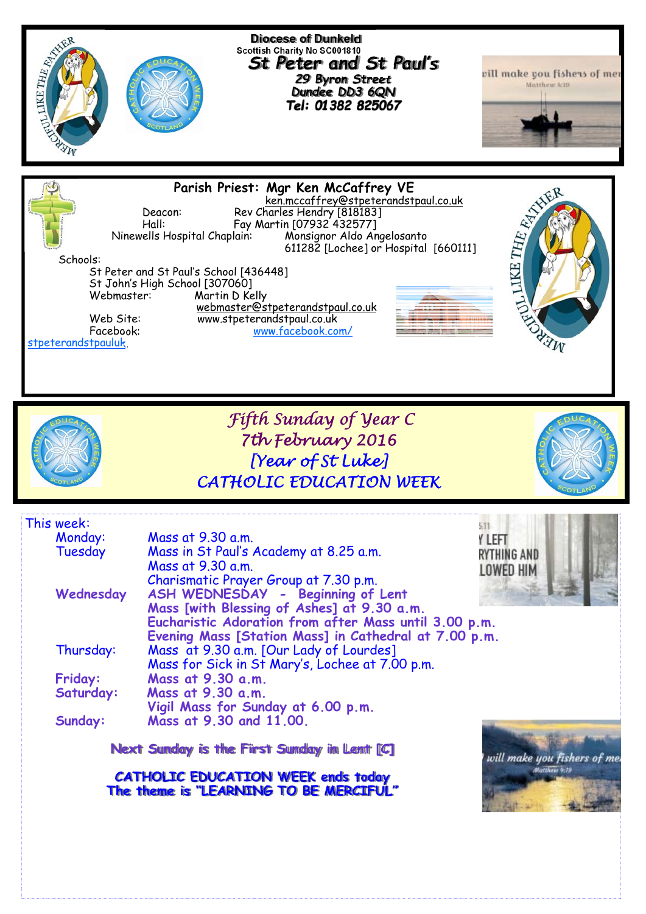Diocese of Dunkeld
Scottish Charity No SC001810

# St Peter and St Paul's

29 Byron Street
Dundee DD3 6QN
Tel: 01382 825067

**Parish Priest: Mgr Ken McCaffrey VE**
ken.mccaffrey@stpeterandstpaul.co.uk

Deacon: Rev Charles Hendry [818183]
Hall: Fay Martin [07932 432577]
Ninewells Hospital Chaplain: Monsignor Aldo Angelosanto 611282 [Lochee] or Hospital [660111]

Schools:
St Peter and St Paul's School [436448]
St John's High School [307060]
Webmaster: Martin D Kelly
webmaster@stpeterandstpaul.co.uk
Web Site: www.stpeterandstpaul.co.uk
Facebook: www.facebook.com/stpeterandstpauluk.

## *Fifth Sunday of Year C*
## *7th February 2016*
## *[Year of St Luke]*
## *CATHOLIC EDUCATION WEEK*

This week:

| | |
|---|---|
| Monday: | Mass at 9.30 a.m. |
| Tuesday | Mass in St Paul's Academy at 8.25 a.m. |
| | Mass at 9.30 a.m. |
| | Charismatic Prayer Group at 7.30 p.m. |
| Wednesday | ASH WEDNESDAY - Beginning of Lent |
| | Mass [with Blessing of Ashes] at 9.30 a.m. |
| | Eucharistic Adoration from after Mass until 3.00 p.m. |
| | Evening Mass [Station Mass] in Cathedral at 7.00 p.m. |
| Thursday: | Mass at 9.30 a.m. [Our Lady of Lourdes] |
| | Mass for Sick in St Mary's, Lochee at 7.00 p.m. |
| Friday: | Mass at 9.30 a.m. |
| Saturday: | Mass at 9.30 a.m. |
| | Vigil Mass for Sunday at 6.00 p.m. |
| Sunday: | Mass at 9.30 and 11.00. |

**Next Sunday is the First Sunday in Lent [C]**

**CATHOLIC EDUCATION WEEK ends today**
**The theme is "LEARNING TO BE MERCIFUL"**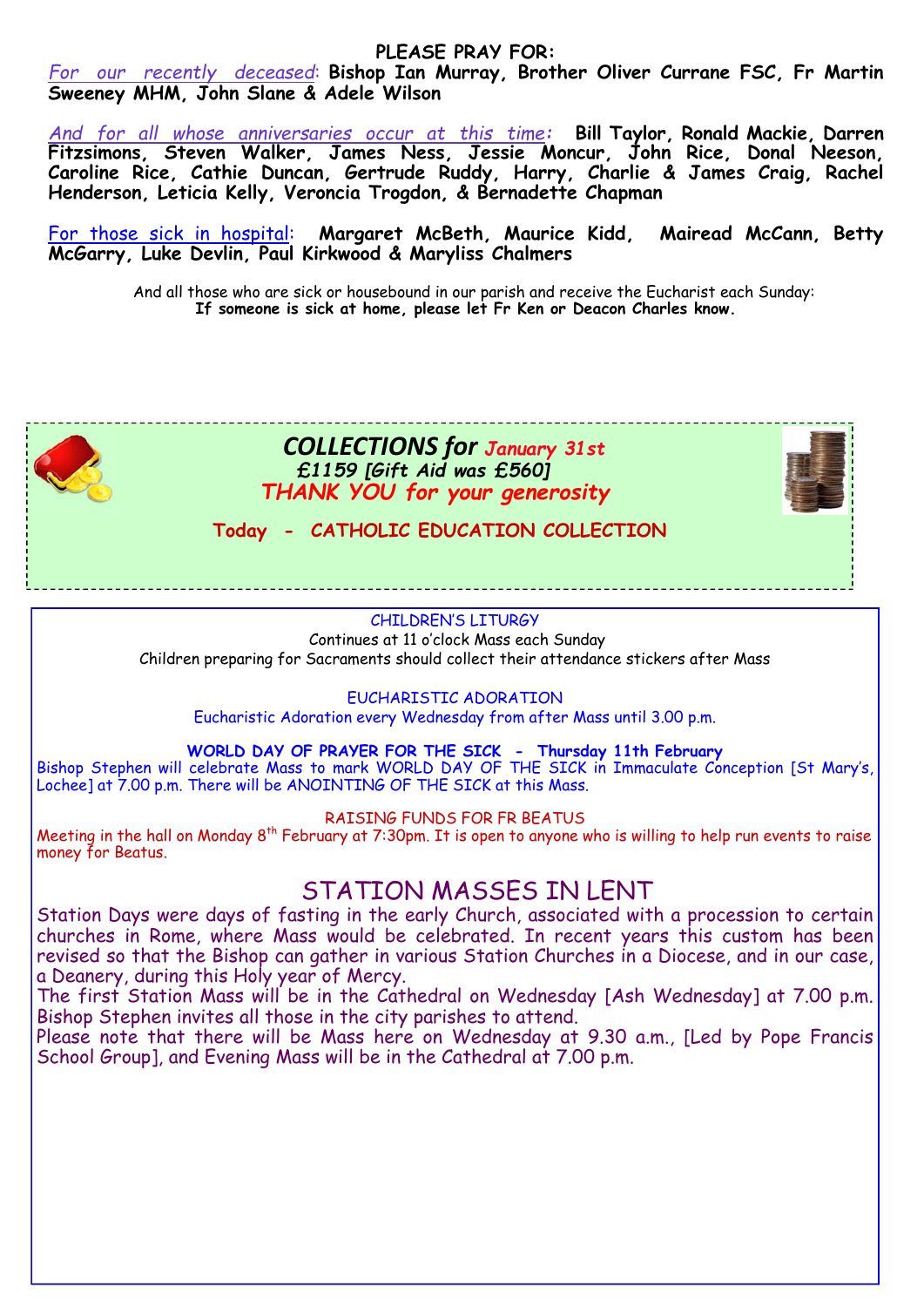## PLEASE PRAY FOR:

*For our recently deceased*: **Bishop Ian Murray, Brother Oliver Currane FSC, Fr Martin Sweeney MHM, John Slane & Adele Wilson**

*And for all whose anniversaries occur at this time*: **Bill Taylor, Ronald Mackie, Darren Fitzsimons, Steven Walker, James Ness, Jessie Moncur, John Rice, Donal Neeson, Caroline Rice, Cathie Duncan, Gertrude Ruddy, Harry, Charlie & James Craig, Rachel Henderson, Leticia Kelly, Veroncia Trogdon, & Bernadette Chapman**

For those sick in hospital: **Margaret McBeth, Maurice Kidd, Mairead McCann, Betty McGarry, Luke Devlin, Paul Kirkwood & Maryliss Chalmers**

And all those who are sick or housebound in our parish and receive the Eucharist each Sunday:
**If someone is sick at home, please let Fr Ken or Deacon Charles know.**

## *COLLECTIONS for January 31st*

***£1159 [Gift Aid was £560]***

***THANK YOU for your generosity***

**Today - CATHOLIC EDUCATION COLLECTION**

CHILDREN'S LITURGY

Continues at 11 o'clock Mass each Sunday

Children preparing for Sacraments should collect their attendance stickers after Mass

EUCHARISTIC ADORATION

Eucharistic Adoration every Wednesday from after Mass until 3.00 p.m.

**WORLD DAY OF PRAYER FOR THE SICK - Thursday 11th February**

Bishop Stephen will celebrate Mass to mark WORLD DAY OF THE SICK in Immaculate Conception [St Mary's, Lochee] at 7.00 p.m. There will be ANOINTING OF THE SICK at this Mass.

RAISING FUNDS FOR FR BEATUS

Meeting in the hall on Monday 8th February at 7:30pm. It is open to anyone who is willing to help run events to raise money for Beatus.

## STATION MASSES IN LENT

Station Days were days of fasting in the early Church, associated with a procession to certain churches in Rome, where Mass would be celebrated. In recent years this custom has been revised so that the Bishop can gather in various Station Churches in a Diocese, and in our case, a Deanery, during this Holy year of Mercy.

The first Station Mass will be in the Cathedral on Wednesday [Ash Wednesday] at 7.00 p.m. Bishop Stephen invites all those in the city parishes to attend.

Please note that there will be Mass here on Wednesday at 9.30 a.m., [Led by Pope Francis School Group], and Evening Mass will be in the Cathedral at 7.00 p.m.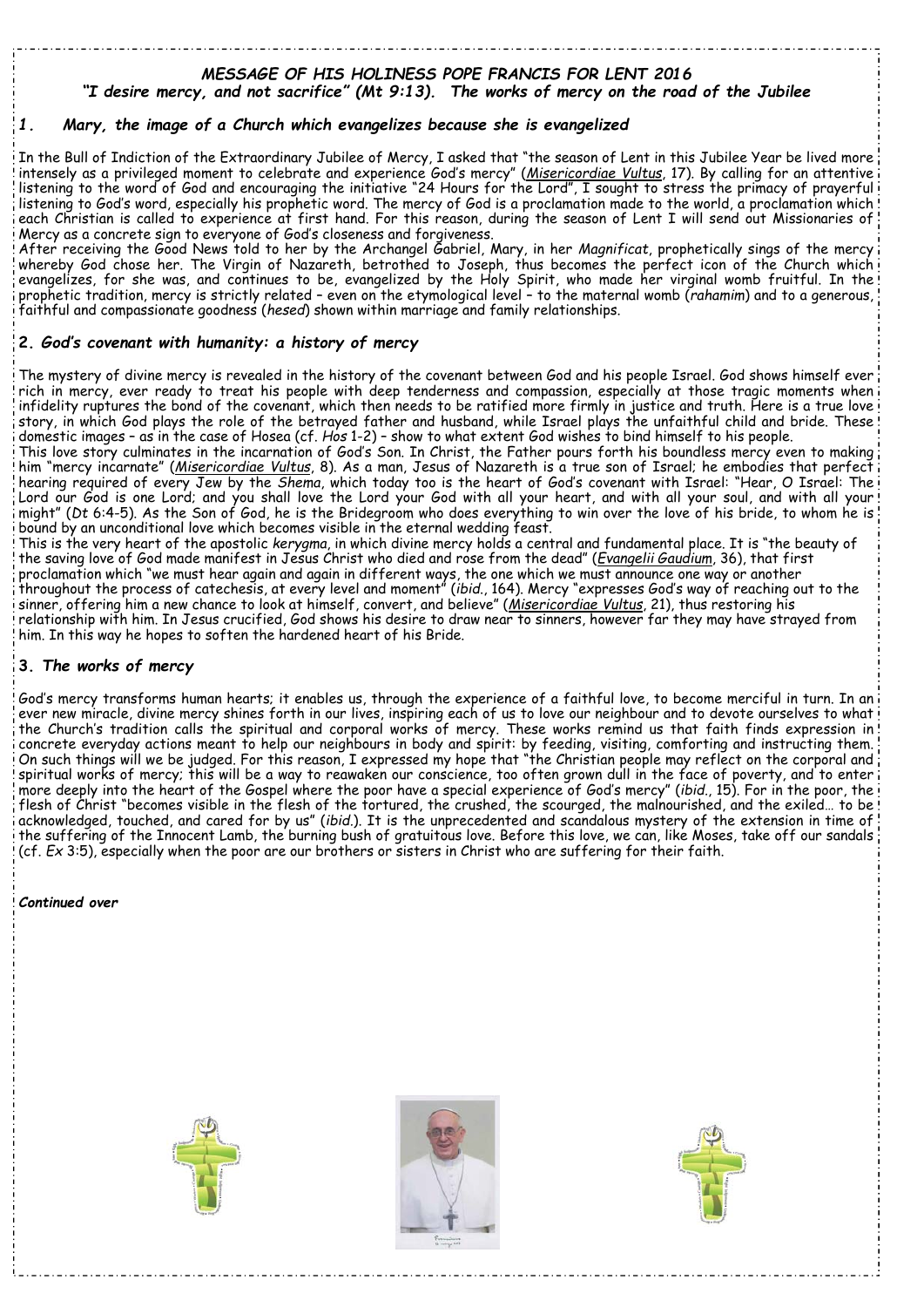*MESSAGE OF HIS HOLINESS POPE FRANCIS FOR LENT 2016*
*"I desire mercy, and not sacrifice" (Mt 9:13). The works of mercy on the road of the Jubilee*

## *1. Mary, the image of a Church which evangelizes because she is evangelized*

In the Bull of Indiction of the Extraordinary Jubilee of Mercy, I asked that "the season of Lent in this Jubilee Year be lived more intensely as a privileged moment to celebrate and experience God's mercy" (*Misericordiae Vultus*, 17). By calling for an attentive listening to the word of God and encouraging the initiative "24 Hours for the Lord", I sought to stress the primacy of prayerful listening to God's word, especially his prophetic word. The mercy of God is a proclamation made to the world, a proclamation which each Christian is called to experience at first hand. For this reason, during the season of Lent I will send out Missionaries of Mercy as a concrete sign to everyone of God's closeness and forgiveness.

After receiving the Good News told to her by the Archangel Gabriel, Mary, in her *Magnificat*, prophetically sings of the mercy whereby God chose her. The Virgin of Nazareth, betrothed to Joseph, thus becomes the perfect icon of the Church which evangelizes, for she was, and continues to be, evangelized by the Holy Spirit, who made her virginal womb fruitful. In the prophetic tradition, mercy is strictly related – even on the etymological level – to the maternal womb (*rahamim*) and to a generous, faithful and compassionate goodness (*hesed*) shown within marriage and family relationships.

## *2. God's covenant with humanity: a history of mercy*

The mystery of divine mercy is revealed in the history of the covenant between God and his people Israel. God shows himself ever rich in mercy, ever ready to treat his people with deep tenderness and compassion, especially at those tragic moments when infidelity ruptures the bond of the covenant, which then needs to be ratified more firmly in justice and truth. Here is a true love story, in which God plays the role of the betrayed father and husband, while Israel plays the unfaithful child and bride. These domestic images – as in the case of Hosea (cf. *Hos* 1-2) – show to what extent God wishes to bind himself to his people.

This love story culminates in the incarnation of God's Son. In Christ, the Father pours forth his boundless mercy even to making him "mercy incarnate" (*Misericordiae Vultus*, 8). As a man, Jesus of Nazareth is a true son of Israel; he embodies that perfect hearing required of every Jew by the *Shema*, which today too is the heart of God's covenant with Israel: "Hear, O Israel: The Lord our God is one Lord; and you shall love the Lord your God with all your heart, and with all your soul, and with all your might" (*Dt* 6:4-5). As the Son of God, he is the Bridegroom who does everything to win over the love of his bride, to whom he is bound by an unconditional love which becomes visible in the eternal wedding feast.

This is the very heart of the apostolic *kerygma*, in which divine mercy holds a central and fundamental place. It is "the beauty of the saving love of God made manifest in Jesus Christ who died and rose from the dead" (*Evangelii Gaudium*, 36), that first proclamation which "we must hear again and again in different ways, the one which we must announce one way or another throughout the process of catechesis, at every level and moment" (*ibid.*, 164). Mercy "expresses God's way of reaching out to the sinner, offering him a new chance to look at himself, convert, and believe" (*Misericordiae Vultus*, 21), thus restoring his relationship with him. In Jesus crucified, God shows his desire to draw near to sinners, however far they may have strayed from him. In this way he hopes to soften the hardened heart of his Bride.

## *3. The works of mercy*

God's mercy transforms human hearts; it enables us, through the experience of a faithful love, to become merciful in turn. In an ever new miracle, divine mercy shines forth in our lives, inspiring each of us to love our neighbour and to devote ourselves to what the Church's tradition calls the spiritual and corporal works of mercy. These works remind us that faith finds expression in concrete everyday actions meant to help our neighbours in body and spirit: by feeding, visiting, comforting and instructing them. On such things will we be judged. For this reason, I expressed my hope that "the Christian people may reflect on the corporal and spiritual works of mercy; this will be a way to reawaken our conscience, too often grown dull in the face of poverty, and to enter more deeply into the heart of the Gospel where the poor have a special experience of God's mercy" (*ibid.*, 15). For in the poor, the flesh of Christ "becomes visible in the flesh of the tortured, the crushed, the scourged, the malnourished, and the exiled… to be acknowledged, touched, and cared for by us" (*ibid.*). It is the unprecedented and scandalous mystery of the extension in time of the suffering of the Innocent Lamb, the burning bush of gratuitous love. Before this love, we can, like Moses, take off our sandals (cf. *Ex* 3:5), especially when the poor are our brothers or sisters in Christ who are suffering for their faith.

***Continued over***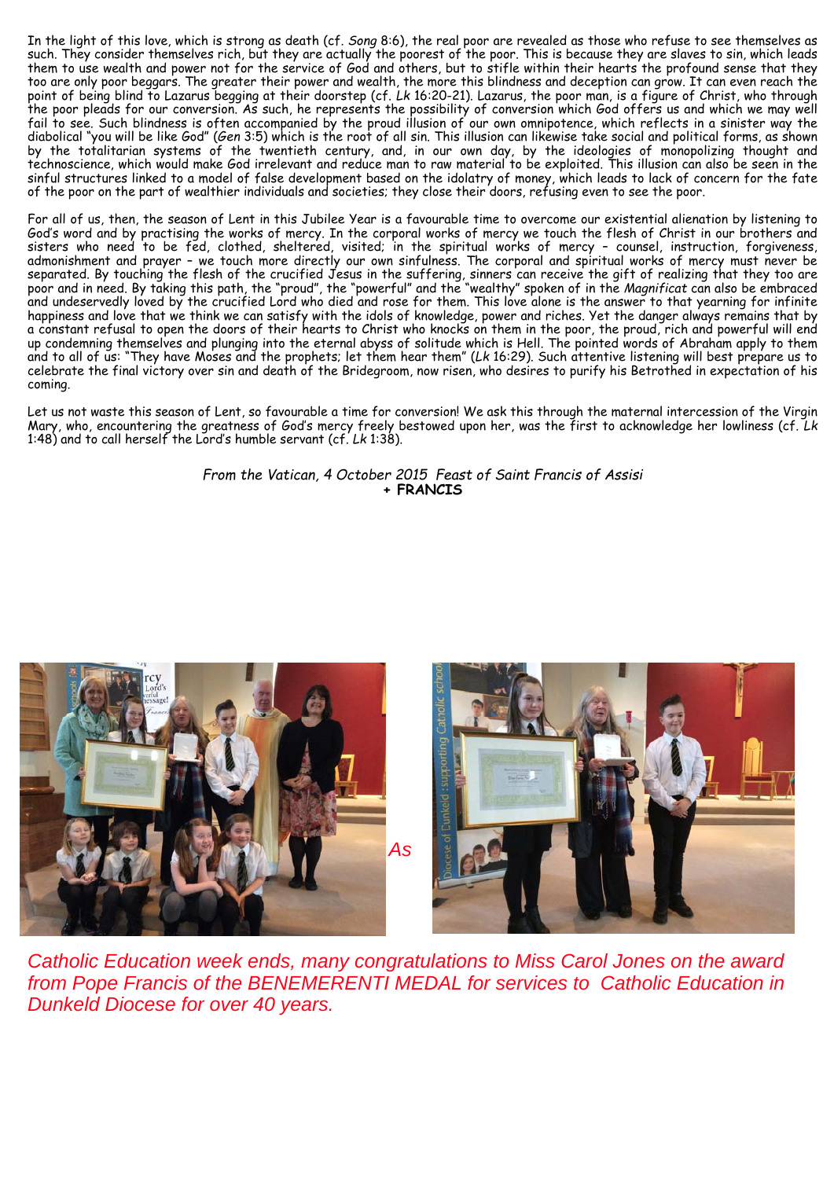In the light of this love, which is strong as death (cf. *Song* 8:6), the real poor are revealed as those who refuse to see themselves as such. They consider themselves rich, but they are actually the poorest of the poor. This is because they are slaves to sin, which leads them to use wealth and power not for the service of God and others, but to stifle within their hearts the profound sense that they too are only poor beggars. The greater their power and wealth, the more this blindness and deception can grow. It can even reach the point of being blind to Lazarus begging at their doorstep (cf. *Lk* 16:20-21). Lazarus, the poor man, is a figure of Christ, who through the poor pleads for our conversion. As such, he represents the possibility of conversion which God offers us and which we may well fail to see. Such blindness is often accompanied by the proud illusion of our own omnipotence, which reflects in a sinister way the diabolical "you will be like God" (*Gen* 3:5) which is the root of all sin. This illusion can likewise take social and political forms, as shown by the totalitarian systems of the twentieth century, and, in our own day, by the ideologies of monopolizing thought and technoscience, which would make God irrelevant and reduce man to raw material to be exploited. This illusion can also be seen in the sinful structures linked to a model of false development based on the idolatry of money, which leads to lack of concern for the fate of the poor on the part of wealthier individuals and societies; they close their doors, refusing even to see the poor.

For all of us, then, the season of Lent in this Jubilee Year is a favourable time to overcome our existential alienation by listening to God's word and by practising the works of mercy. In the corporal works of mercy we touch the flesh of Christ in our brothers and sisters who need to be fed, clothed, sheltered, visited; in the spiritual works of mercy – counsel, instruction, forgiveness, admonishment and prayer – we touch more directly our own sinfulness. The corporal and spiritual works of mercy must never be separated. By touching the flesh of the crucified Jesus in the suffering, sinners can receive the gift of realizing that they too are poor and in need. By taking this path, the "proud", the "powerful" and the "wealthy" spoken of in the *Magnificat* can also be embraced and undeservedly loved by the crucified Lord who died and rose for them. This love alone is the answer to that yearning for infinite happiness and love that we think we can satisfy with the idols of knowledge, power and riches. Yet the danger always remains that by a constant refusal to open the doors of their hearts to Christ who knocks on them in the poor, the proud, rich and powerful will end up condemning themselves and plunging into the eternal abyss of solitude which is Hell. The pointed words of Abraham apply to them and to all of us: "They have Moses and the prophets; let them hear them" (*Lk* 16:29). Such attentive listening will best prepare us to celebrate the final victory over sin and death of the Bridegroom, now risen, who desires to purify his Betrothed in expectation of his coming.

Let us not waste this season of Lent, so favourable a time for conversion! We ask this through the maternal intercession of the Virgin Mary, who, encountering the greatness of God's mercy freely bestowed upon her, was the first to acknowledge her lowliness (cf. *Lk* 1:48) and to call herself the Lord's humble servant (cf. *Lk* 1:38).

*From the Vatican, 4 October 2015 Feast of Saint Francis of Assisi*
**+ FRANCIS**

*As Catholic Education week ends, many congratulations to Miss Carol Jones on the award from Pope Francis of the BENEMERENTI MEDAL for services to Catholic Education in Dunkeld Diocese for over 40 years.*